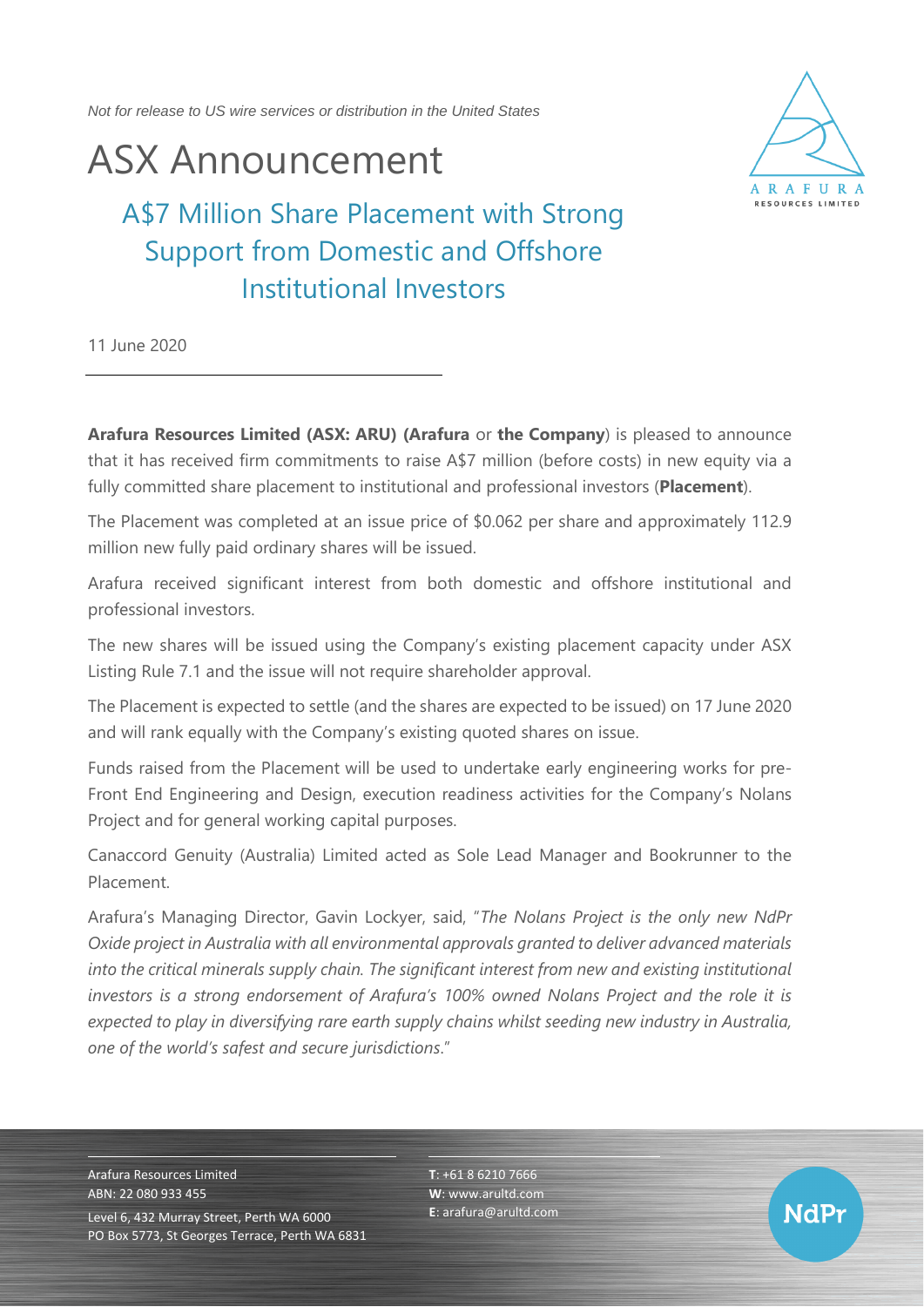*Not for release to US wire services or distribution in the United States*

# ASX Announcement

## A$7 Million Share Placement with Strong Support from Domestic and Offshore Institutional Investors

11 June 2020

**Arafura Resources Limited (ASX: ARU) (Arafura** or **the Company**) is pleased to announce that it has received firm commitments to raise A$7 million (before costs) in new equity via a fully committed share placement to institutional and professional investors (**Placement**).

The Placement was completed at an issue price of $0.062 per share and approximately 112.9 million new fully paid ordinary shares will be issued.

Arafura received significant interest from both domestic and offshore institutional and professional investors.

The new shares will be issued using the Company's existing placement capacity under ASX Listing Rule 7.1 and the issue will not require shareholder approval.

The Placement is expected to settle (and the shares are expected to be issued) on 17 June 2020 and will rank equally with the Company's existing quoted shares on issue.

Funds raised from the Placement will be used to undertake early engineering works for pre-Front End Engineering and Design, execution readiness activities for the Company's Nolans Project and for general working capital purposes.

Canaccord Genuity (Australia) Limited acted as Sole Lead Manager and Bookrunner to the Placement.

Arafura's Managing Director, Gavin Lockyer, said, "*The Nolans Project is the only new NdPr Oxide project in Australia with all environmental approvals granted to deliver advanced materials into the critical minerals supply chain. The significant interest from new and existing institutional investors is a strong endorsement of Arafura's 100% owned Nolans Project and the role it is expected to play in diversifying rare earth supply chains whilst seeding new industry in Australia, one of the world's safest and secure jurisdictions*."

Arafura Resources Limited
ABN: 22 080 933 455
Level 6, 432 Murray Street, Perth WA 6000
PO Box 5773, St Georges Terrace, Perth WA 6831

**T**: +61 8 6210 7666
**W**: www.arultd.com
**E**: arafura@arultd.com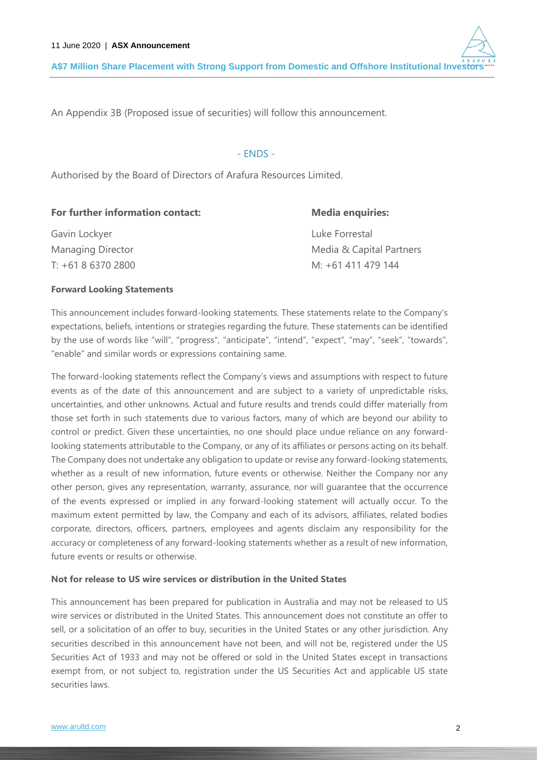An Appendix 3B (Proposed issue of securities) will follow this announcement.

- ENDS -

Authorised by the Board of Directors of Arafura Resources Limited.

**For further information contact:**

Gavin Lockyer
Managing Director
T: +61 8 6370 2800

**Media enquiries:**

Luke Forrestal
Media & Capital Partners
M: +61 411 479 144

**Forward Looking Statements**

This announcement includes forward-looking statements. These statements relate to the Company's expectations, beliefs, intentions or strategies regarding the future. These statements can be identified by the use of words like "will", "progress", "anticipate", "intend", "expect", "may", "seek", "towards", "enable" and similar words or expressions containing same.

The forward-looking statements reflect the Company's views and assumptions with respect to future events as of the date of this announcement and are subject to a variety of unpredictable risks, uncertainties, and other unknowns. Actual and future results and trends could differ materially from those set forth in such statements due to various factors, many of which are beyond our ability to control or predict. Given these uncertainties, no one should place undue reliance on any forward-looking statements attributable to the Company, or any of its affiliates or persons acting on its behalf. The Company does not undertake any obligation to update or revise any forward-looking statements, whether as a result of new information, future events or otherwise. Neither the Company nor any other person, gives any representation, warranty, assurance, nor will guarantee that the occurrence of the events expressed or implied in any forward-looking statement will actually occur. To the maximum extent permitted by law, the Company and each of its advisors, affiliates, related bodies corporate, directors, officers, partners, employees and agents disclaim any responsibility for the accuracy or completeness of any forward-looking statements whether as a result of new information, future events or results or otherwise.

**Not for release to US wire services or distribution in the United States**

This announcement has been prepared for publication in Australia and may not be released to US wire services or distributed in the United States. This announcement does not constitute an offer to sell, or a solicitation of an offer to buy, securities in the United States or any other jurisdiction. Any securities described in this announcement have not been, and will not be, registered under the US Securities Act of 1933 and may not be offered or sold in the United States except in transactions exempt from, or not subject to, registration under the US Securities Act and applicable US state securities laws.